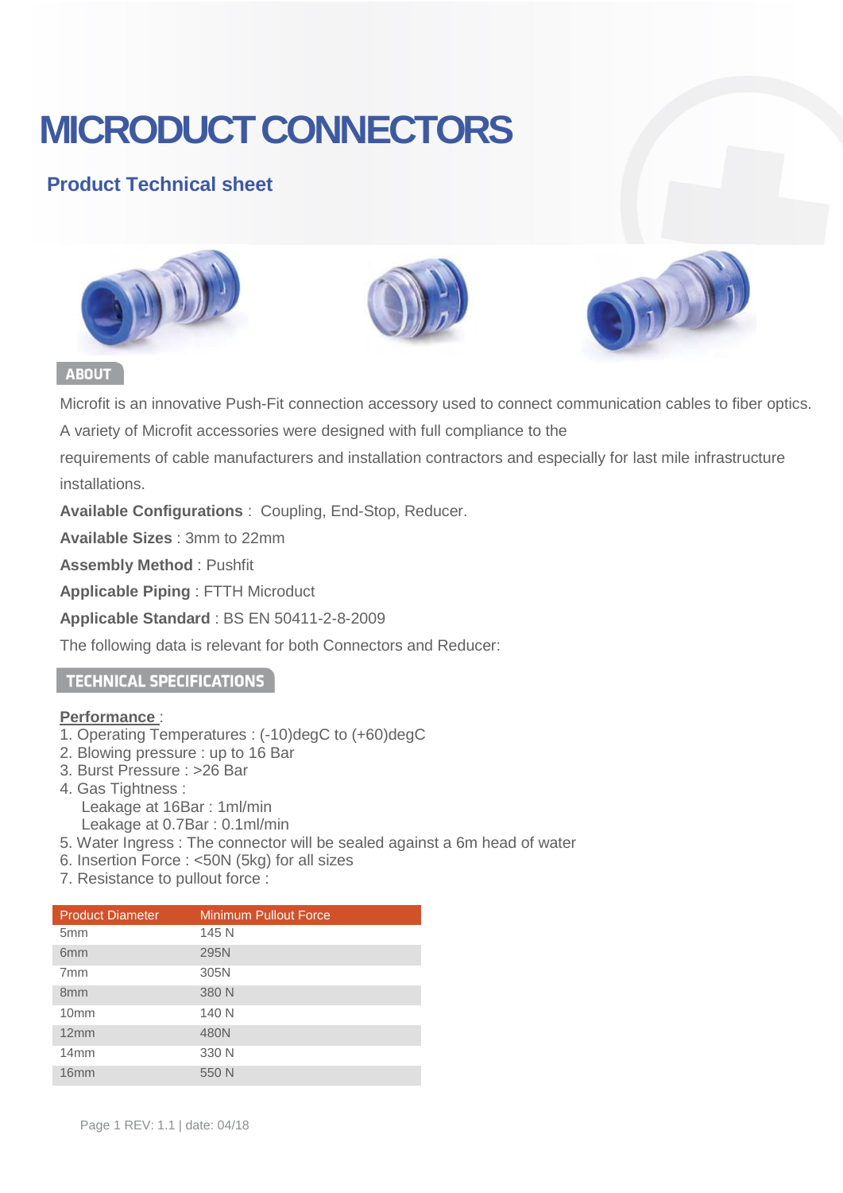# MICRODUCT CONNECTORS

## Product Technical sheet

### ABOUT

Microfit is an innovative Push-Fit connection accessory used to connect communication cables to fiber optics.

A variety of Microfit accessories were designed with full compliance to the

requirements of cable manufacturers and installation contractors and especially for last mile infrastructure installations.

**Available Configurations** : Coupling, End-Stop, Reducer.

**Available Sizes** : 3mm to 22mm

**Assembly Method** : Pushfit

**Applicable Piping** : FTTH Microduct

**Applicable Standard** : BS EN 50411-2-8-2009

The following data is relevant for both Connectors and Reducer:

### TECHNICAL SPECIFICATIONS

**Performance** :

1. Operating Temperatures : (-10)degC to (+60)degC
2. Blowing pressure : up to 16 Bar
3. Burst Pressure : >26 Bar
4. Gas Tightness :
   Leakage at 16Bar : 1ml/min
   Leakage at 0.7Bar : 0.1ml/min
5. Water Ingress : The connector will be sealed against a 6m head of water
6. Insertion Force : <50N (5kg) for all sizes
7. Resistance to pullout force :

| Product Diameter | Minimum Pullout Force |
|---|---|
| 5mm | 145 N |
| 6mm | 295N |
| 7mm | 305N |
| 8mm | 380 N |
| 10mm | 140 N |
| 12mm | 480N |
| 14mm | 330 N |
| 16mm | 550 N |

Page 1 REV: 1.1 | date: 04/18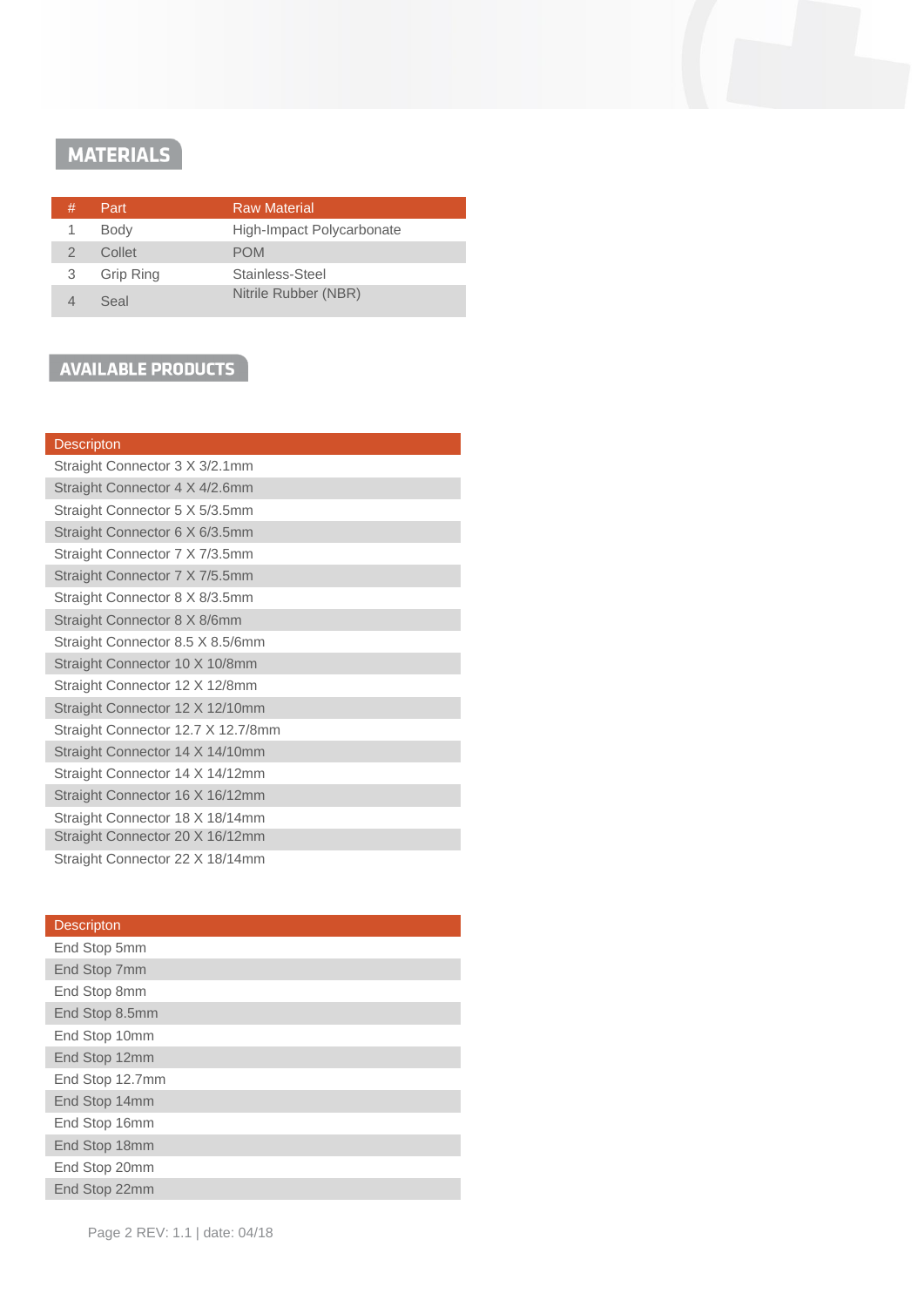## MATERIALS

| # | Part | Raw Material |
|---|---|---|
| 1 | Body | High-Impact Polycarbonate |
| 2 | Collet | POM |
| 3 | Grip Ring | Stainless-Steel |
| 4 | Seal | Nitrile Rubber (NBR) |

## AVAILABLE PRODUCTS

| Descripton |
|---|
| Straight Connector 3 X 3/2.1mm |
| Straight Connector 4 X 4/2.6mm |
| Straight Connector 5 X 5/3.5mm |
| Straight Connector 6 X 6/3.5mm |
| Straight Connector 7 X 7/3.5mm |
| Straight Connector 7 X 7/5.5mm |
| Straight Connector 8 X 8/3.5mm |
| Straight Connector 8 X 8/6mm |
| Straight Connector 8.5 X 8.5/6mm |
| Straight Connector 10 X 10/8mm |
| Straight Connector 12 X 12/8mm |
| Straight Connector 12 X 12/10mm |
| Straight Connector 12.7 X 12.7/8mm |
| Straight Connector 14 X 14/10mm |
| Straight Connector 14 X 14/12mm |
| Straight Connector 16 X 16/12mm |
| Straight Connector 18 X 18/14mm |
| Straight Connector 20 X 16/12mm |
| Straight Connector 22 X 18/14mm |

| Descripton |
|---|
| End Stop 5mm |
| End Stop 7mm |
| End Stop 8mm |
| End Stop 8.5mm |
| End Stop 10mm |
| End Stop 12mm |
| End Stop 12.7mm |
| End Stop 14mm |
| End Stop 16mm |
| End Stop 18mm |
| End Stop 20mm |
| End Stop 22mm |

REV: 1.1 | date: 04/18